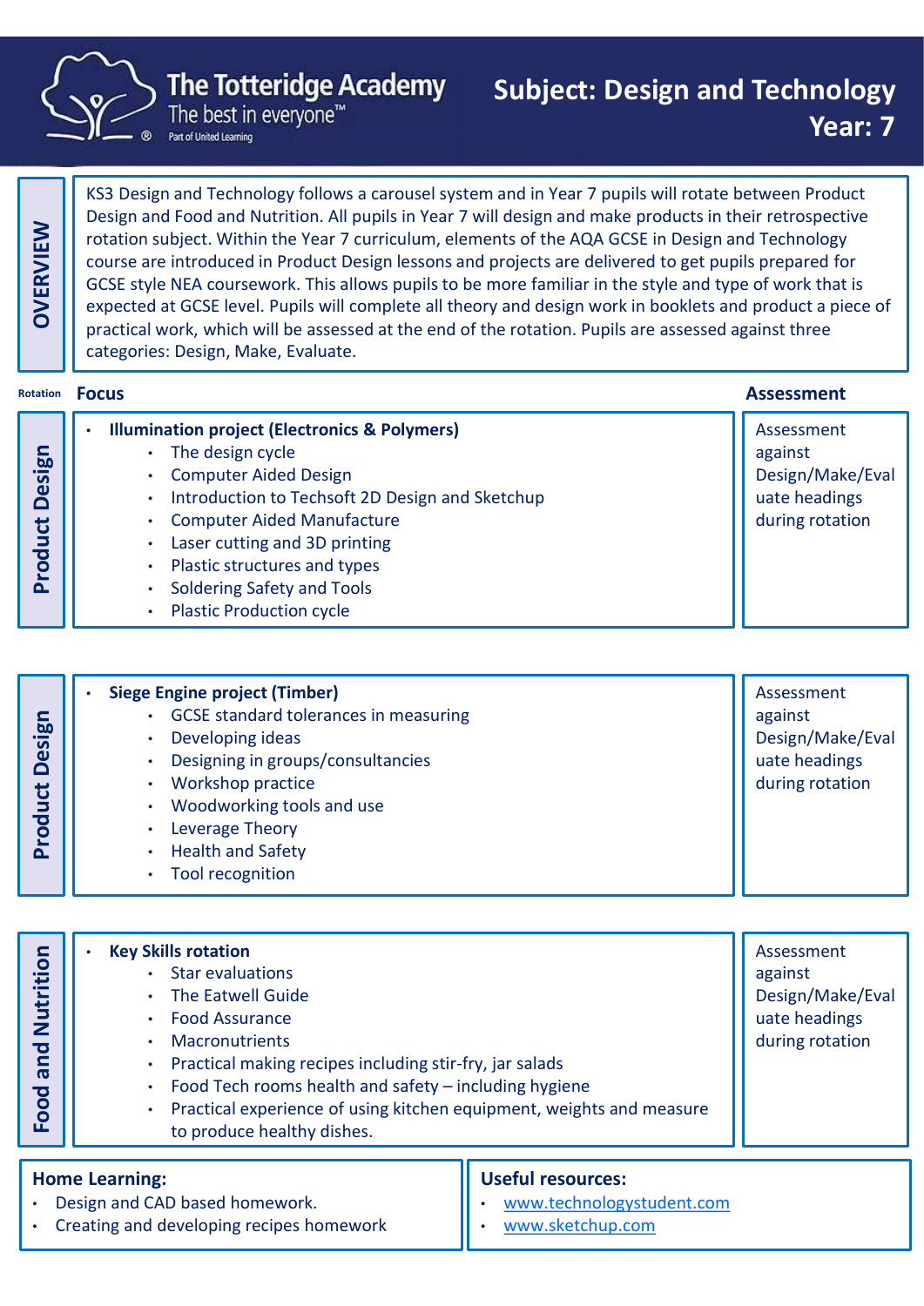# The Totteridge Academy

The best in everyone™

Part of United Learning

## Subject: Design and Technology

## Year: 7

### OVERVIEW

KS3 Design and Technology follows a carousel system and in Year 7 pupils will rotate between Product Design and Food and Nutrition. All pupils in Year 7 will design and make products in their retrospective rotation subject. Within the Year 7 curriculum, elements of the AQA GCSE in Design and Technology course are introduced in Product Design lessons and projects are delivered to get pupils prepared for GCSE style NEA coursework. This allows pupils to be more familiar in the style and type of work that is expected at GCSE level. Pupils will complete all theory and design work in booklets and product a piece of practical work, which will be assessed at the end of the rotation. Pupils are assessed against three categories: Design, Make, Evaluate.

| Rotation | Focus | Assessment |
|---|---|---|
| Product Design | **Illumination project (Electronics & Polymers)**<br>• The design cycle<br>• Computer Aided Design<br>• Introduction to Techsoft 2D Design and Sketchup<br>• Computer Aided Manufacture<br>• Laser cutting and 3D printing<br>• Plastic structures and types<br>• Soldering Safety and Tools<br>• Plastic Production cycle | Assessment against Design/Make/Evaluate headings during rotation |
| Product Design | **Siege Engine project (Timber)**<br>• GCSE standard tolerances in measuring<br>• Developing ideas<br>• Designing in groups/consultancies<br>• Workshop practice<br>• Woodworking tools and use<br>• Leverage Theory<br>• Health and Safety<br>• Tool recognition | Assessment against Design/Make/Evaluate headings during rotation |
| Food and Nutrition | **Key Skills rotation**<br>• Star evaluations<br>• The Eatwell Guide<br>• Food Assurance<br>• Macronutrients<br>• Practical making recipes including stir-fry, jar salads<br>• Food Tech rooms health and safety – including hygiene<br>• Practical experience of using kitchen equipment, weights and measure to produce healthy dishes. | Assessment against Design/Make/Evaluate headings during rotation |

**Home Learning:**

- Design and CAD based homework.
- Creating and developing recipes homework

**Useful resources:**

- www.technologystudent.com
- www.sketchup.com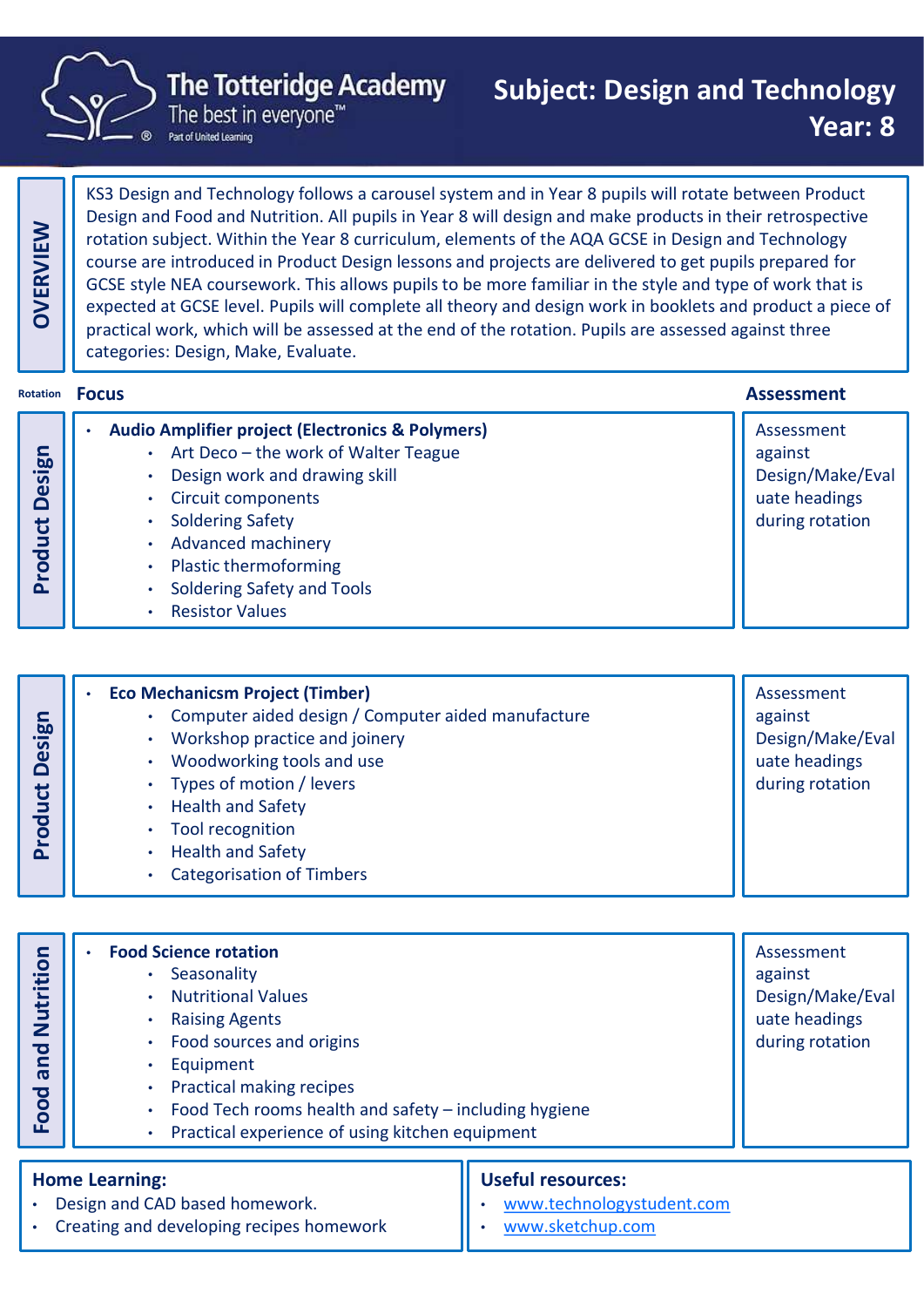# The Totteridge Academy

The best in everyone™

Part of United Learning

## Subject: Design and Technology
## Year: 8

**OVERVIEW**

KS3 Design and Technology follows a carousel system and in Year 8 pupils will rotate between Product Design and Food and Nutrition. All pupils in Year 8 will design and make products in their retrospective rotation subject. Within the Year 8 curriculum, elements of the AQA GCSE in Design and Technology course are introduced in Product Design lessons and projects are delivered to get pupils prepared for GCSE style NEA coursework. This allows pupils to be more familiar in the style and type of work that is expected at GCSE level. Pupils will complete all theory and design work in booklets and product a piece of practical work, which will be assessed at the end of the rotation. Pupils are assessed against three categories: Design, Make, Evaluate.

| Rotation | Focus | Assessment |
|---|---|---|
| **Product Design** | **Audio Amplifier project (Electronics & Polymers)**<br>• Art Deco – the work of Walter Teague<br>• Design work and drawing skill<br>• Circuit components<br>• Soldering Safety<br>• Advanced machinery<br>• Plastic thermoforming<br>• Soldering Safety and Tools<br>• Resistor Values | Assessment against Design/Make/Evaluate headings during rotation |
| **Product Design** | **Eco Mechanicsm Project (Timber)**<br>• Computer aided design / Computer aided manufacture<br>• Workshop practice and joinery<br>• Woodworking tools and use<br>• Types of motion / levers<br>• Health and Safety<br>• Tool recognition<br>• Health and Safety<br>• Categorisation of Timbers | Assessment against Design/Make/Evaluate headings during rotation |
| **Food and Nutrition** | **Food Science rotation**<br>• Seasonality<br>• Nutritional Values<br>• Raising Agents<br>• Food sources and origins<br>• Equipment<br>• Practical making recipes<br>• Food Tech rooms health and safety – including hygiene<br>• Practical experience of using kitchen equipment | Assessment against Design/Make/Evaluate headings during rotation |

**Home Learning:**

- Design and CAD based homework.
- Creating and developing recipes homework

**Useful resources:**

- www.technologystudent.com
- www.sketchup.com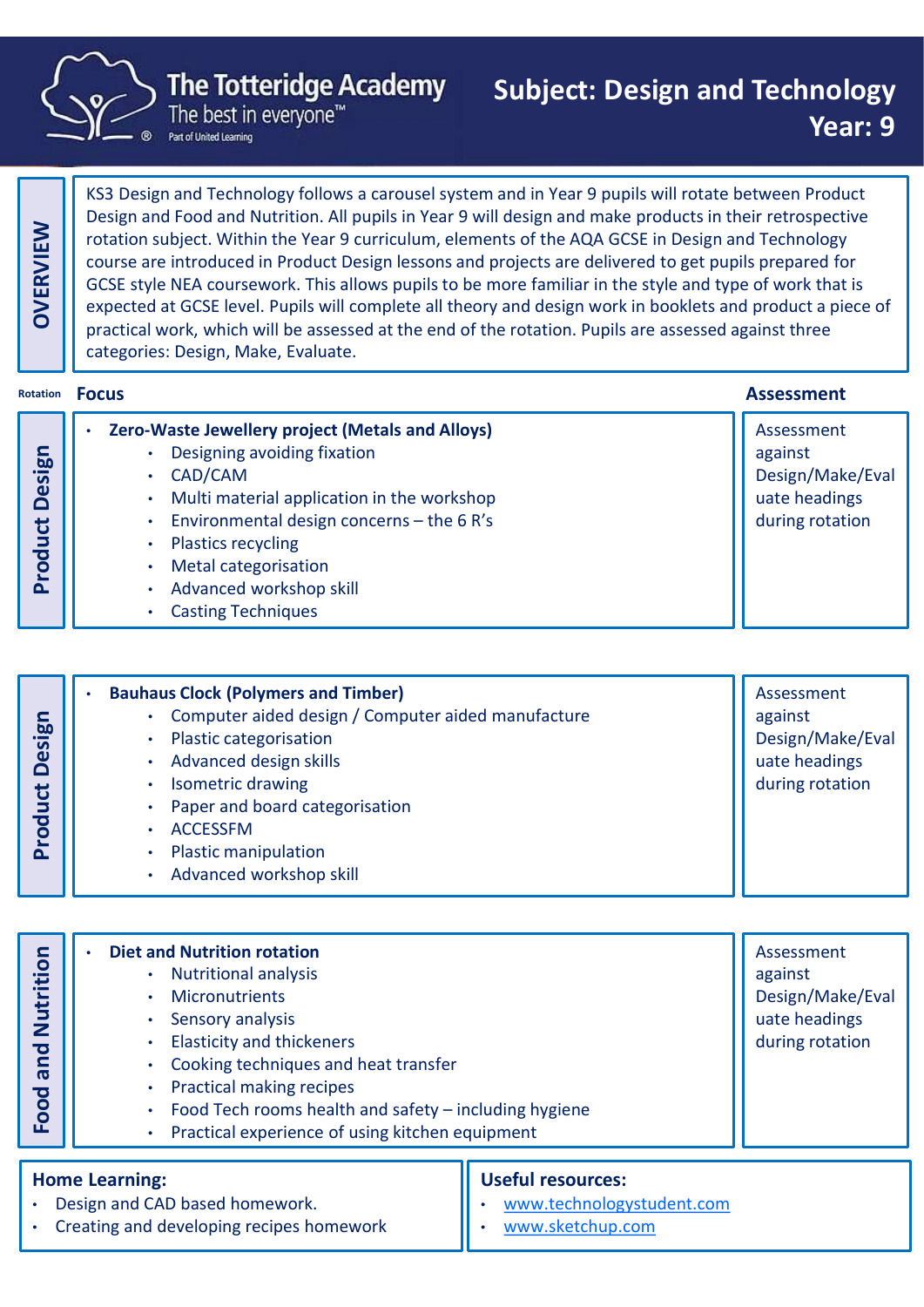# The Totteridge Academy

The best in everyone™

Part of United Learning

## Subject: Design and Technology

## Year: 9

**OVERVIEW**

KS3 Design and Technology follows a carousel system and in Year 9 pupils will rotate between Product Design and Food and Nutrition. All pupils in Year 9 will design and make products in their retrospective rotation subject. Within the Year 9 curriculum, elements of the AQA GCSE in Design and Technology course are introduced in Product Design lessons and projects are delivered to get pupils prepared for GCSE style NEA coursework. This allows pupils to be more familiar in the style and type of work that is expected at GCSE level. Pupils will complete all theory and design work in booklets and product a piece of practical work, which will be assessed at the end of the rotation. Pupils are assessed against three categories: Design, Make, Evaluate.

| Rotation | Focus | Assessment |
| --- | --- | --- |
| Product Design | **Zero-Waste Jewellery project (Metals and Alloys)**<br>• Designing avoiding fixation<br>• CAD/CAM<br>• Multi material application in the workshop<br>• Environmental design concerns – the 6 R's<br>• Plastics recycling<br>• Metal categorisation<br>• Advanced workshop skill<br>• Casting Techniques | Assessment against Design/Make/Evaluate headings during rotation |
| Product Design | **Bauhaus Clock (Polymers and Timber)**<br>• Computer aided design / Computer aided manufacture<br>• Plastic categorisation<br>• Advanced design skills<br>• Isometric drawing<br>• Paper and board categorisation<br>• ACCESSFM<br>• Plastic manipulation<br>• Advanced workshop skill | Assessment against Design/Make/Evaluate headings during rotation |
| Food and Nutrition | **Diet and Nutrition rotation**<br>• Nutritional analysis<br>• Micronutrients<br>• Sensory analysis<br>• Elasticity and thickeners<br>• Cooking techniques and heat transfer<br>• Practical making recipes<br>• Food Tech rooms health and safety – including hygiene<br>• Practical experience of using kitchen equipment | Assessment against Design/Make/Evaluate headings during rotation |

**Home Learning:**

- Design and CAD based homework.
- Creating and developing recipes homework

**Useful resources:**

- www.technologystudent.com
- www.sketchup.com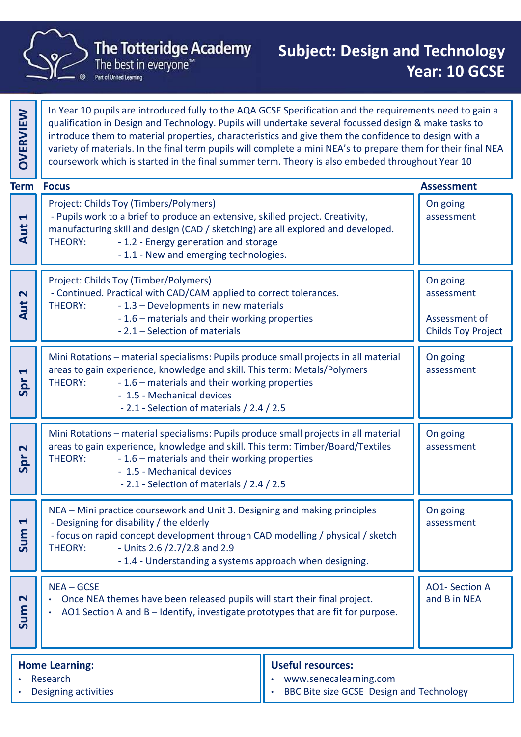# The Totteridge Academy

The best in everyone™

Part of United Learning

## Subject: Design and Technology
## Year: 10 GCSE

**OVERVIEW**

In Year 10 pupils are introduced fully to the AQA GCSE Specification and the requirements need to gain a qualification in Design and Technology. Pupils will undertake several focussed design & make tasks to introduce them to material properties, characteristics and give them the confidence to design with a variety of materials. In the final term pupils will complete a mini NEA's to prepare them for their final NEA coursework which is started in the final summer term. Theory is also embeded throughout Year 10

| Term | Focus | Assessment |
|---|---|---|
| Aut 1 | Project: Childs Toy (Timbers/Polymers)<br>- Pupils work to a brief to produce an extensive, skilled project. Creativity, manufacturing skill and design (CAD / sketching) are all explored and developed.<br>THEORY: - 1.2 - Energy generation and storage<br>- 1.1 - New and emerging technologies. | On going assessment |
| Aut 2 | Project: Childs Toy (Timber/Polymers)<br>- Continued. Practical with CAD/CAM applied to correct tolerances.<br>THEORY: - 1.3 – Developments in new materials<br>- 1.6 – materials and their working properties<br>- 2.1 – Selection of materials | On going assessment<br><br>Assessment of Childs Toy Project |
| Spr 1 | Mini Rotations – material specialisms: Pupils produce small projects in all material areas to gain experience, knowledge and skill. This term: Metals/Polymers<br>THEORY: - 1.6 – materials and their working properties<br>- 1.5 - Mechanical devices<br>- 2.1 - Selection of materials / 2.4 / 2.5 | On going assessment |
| Spr 2 | Mini Rotations – material specialisms: Pupils produce small projects in all material areas to gain experience, knowledge and skill. This term: Timber/Board/Textiles<br>THEORY: - 1.6 – materials and their working properties<br>- 1.5 - Mechanical devices<br>- 2.1 - Selection of materials / 2.4 / 2.5 | On going assessment |
| Sum 1 | NEA – Mini practice coursework and Unit 3. Designing and making principles<br>- Designing for disability / the elderly<br>- focus on rapid concept development through CAD modelling / physical / sketch<br>THEORY: - Units 2.6 /2.7/2.8 and 2.9<br>- 1.4 - Understanding a systems approach when designing. | On going assessment |
| Sum 2 | NEA – GCSE<br>• Once NEA themes have been released pupils will start their final project.<br>• AO1 Section A and B – Identify, investigate prototypes that are fit for purpose. | AO1- Section A and B in NEA |

**Home Learning:**
- Research
- Designing activities

**Useful resources:**
- www.senecalearning.com
- BBC Bite size GCSE Design and Technology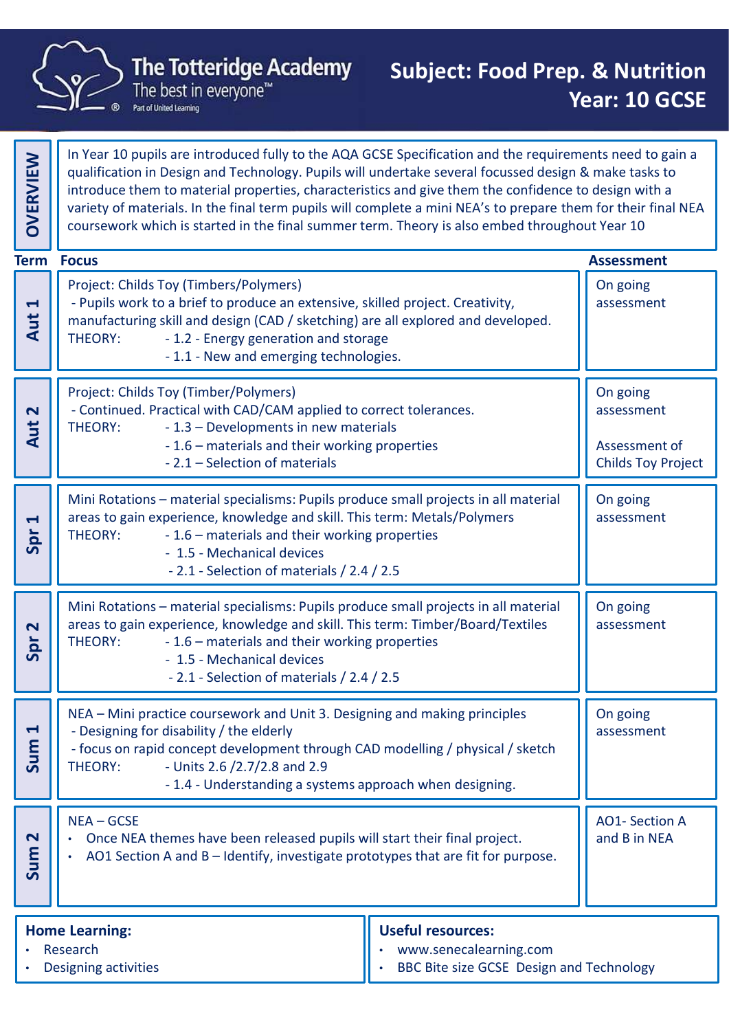# The Totteridge Academy

The best in everyone™

Part of United Learning

## Subject: Food Prep. & Nutrition
## Year: 10 GCSE

**OVERVIEW**

In Year 10 pupils are introduced fully to the AQA GCSE Specification and the requirements need to gain a qualification in Design and Technology. Pupils will undertake several focussed design & make tasks to introduce them to material properties, characteristics and give them the confidence to design with a variety of materials. In the final term pupils will complete a mini NEA's to prepare them for their final NEA coursework which is started in the final summer term. Theory is also embed throughout Year 10

| Term | Focus | Assessment |
|---|---|---|
| Aut 1 | Project: Childs Toy (Timbers/Polymers)<br>- Pupils work to a brief to produce an extensive, skilled project. Creativity, manufacturing skill and design (CAD / sketching) are all explored and developed.<br>THEORY: - 1.2 - Energy generation and storage<br>- 1.1 - New and emerging technologies. | On going assessment |
| Aut 2 | Project: Childs Toy (Timber/Polymers)<br>- Continued. Practical with CAD/CAM applied to correct tolerances.<br>THEORY: - 1.3 – Developments in new materials<br>- 1.6 – materials and their working properties<br>- 2.1 – Selection of materials | On going assessment<br><br>Assessment of Childs Toy Project |
| Spr 1 | Mini Rotations – material specialisms: Pupils produce small projects in all material areas to gain experience, knowledge and skill. This term: Metals/Polymers<br>THEORY: - 1.6 – materials and their working properties<br>- 1.5 - Mechanical devices<br>- 2.1 - Selection of materials / 2.4 / 2.5 | On going assessment |
| Spr 2 | Mini Rotations – material specialisms: Pupils produce small projects in all material areas to gain experience, knowledge and skill. This term: Timber/Board/Textiles<br>THEORY: - 1.6 – materials and their working properties<br>- 1.5 - Mechanical devices<br>- 2.1 - Selection of materials / 2.4 / 2.5 | On going assessment |
| Sum 1 | NEA – Mini practice coursework and Unit 3. Designing and making principles<br>- Designing for disability / the elderly<br>- focus on rapid concept development through CAD modelling / physical / sketch<br>THEORY: - Units 2.6 /2.7/2.8 and 2.9<br>- 1.4 - Understanding a systems approach when designing. | On going assessment |
| Sum 2 | NEA – GCSE<br>• Once NEA themes have been released pupils will start their final project.<br>• AO1 Section A and B – Identify, investigate prototypes that are fit for purpose. | AO1- Section A and B in NEA |

**Home Learning:**
- Research
- Designing activities

**Useful resources:**
- www.senecalearning.com
- BBC Bite size GCSE Design and Technology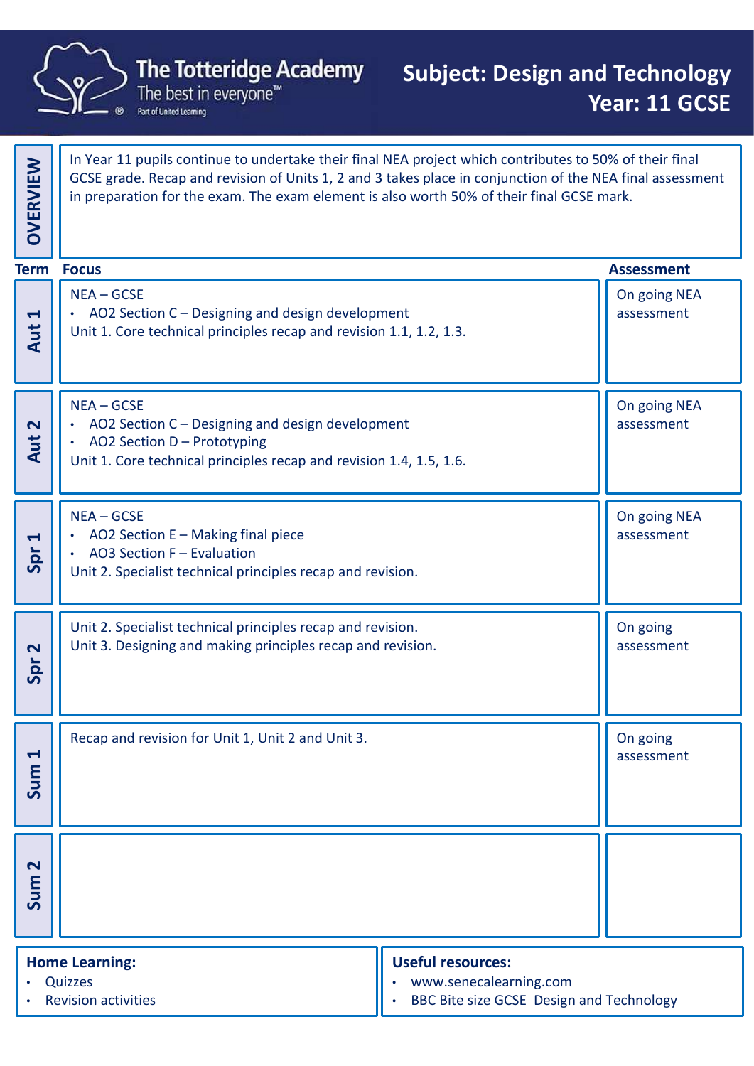# The Totteridge Academy

The best in everyone™

Part of United Learning

## Subject: Design and Technology
## Year: 11 GCSE

**OVERVIEW**

In Year 11 pupils continue to undertake their final NEA project which contributes to 50% of their final GCSE grade. Recap and revision of Units 1, 2 and 3 takes place in conjunction of the NEA final assessment in preparation for the exam. The exam element is also worth 50% of their final GCSE mark.

| Term | Focus | Assessment |
|---|---|---|
| Aut 1 | NEA – GCSE<br>• AO2 Section C – Designing and design development<br>Unit 1. Core technical principles recap and revision 1.1, 1.2, 1.3. | On going NEA assessment |
| Aut 2 | NEA – GCSE<br>• AO2 Section C – Designing and design development<br>• AO2 Section D – Prototyping<br>Unit 1. Core technical principles recap and revision 1.4, 1.5, 1.6. | On going NEA assessment |
| Spr 1 | NEA – GCSE<br>• AO2 Section E – Making final piece<br>• AO3 Section F – Evaluation<br>Unit 2. Specialist technical principles recap and revision. | On going NEA assessment |
| Spr 2 | Unit 2. Specialist technical principles recap and revision.<br>Unit 3. Designing and making principles recap and revision. | On going assessment |
| Sum 1 | Recap and revision for Unit 1, Unit 2 and Unit 3. | On going assessment |
| Sum 2 | | |

**Home Learning:**
- Quizzes
- Revision activities

**Useful resources:**
- www.senecalearning.com
- BBC Bite size GCSE Design and Technology